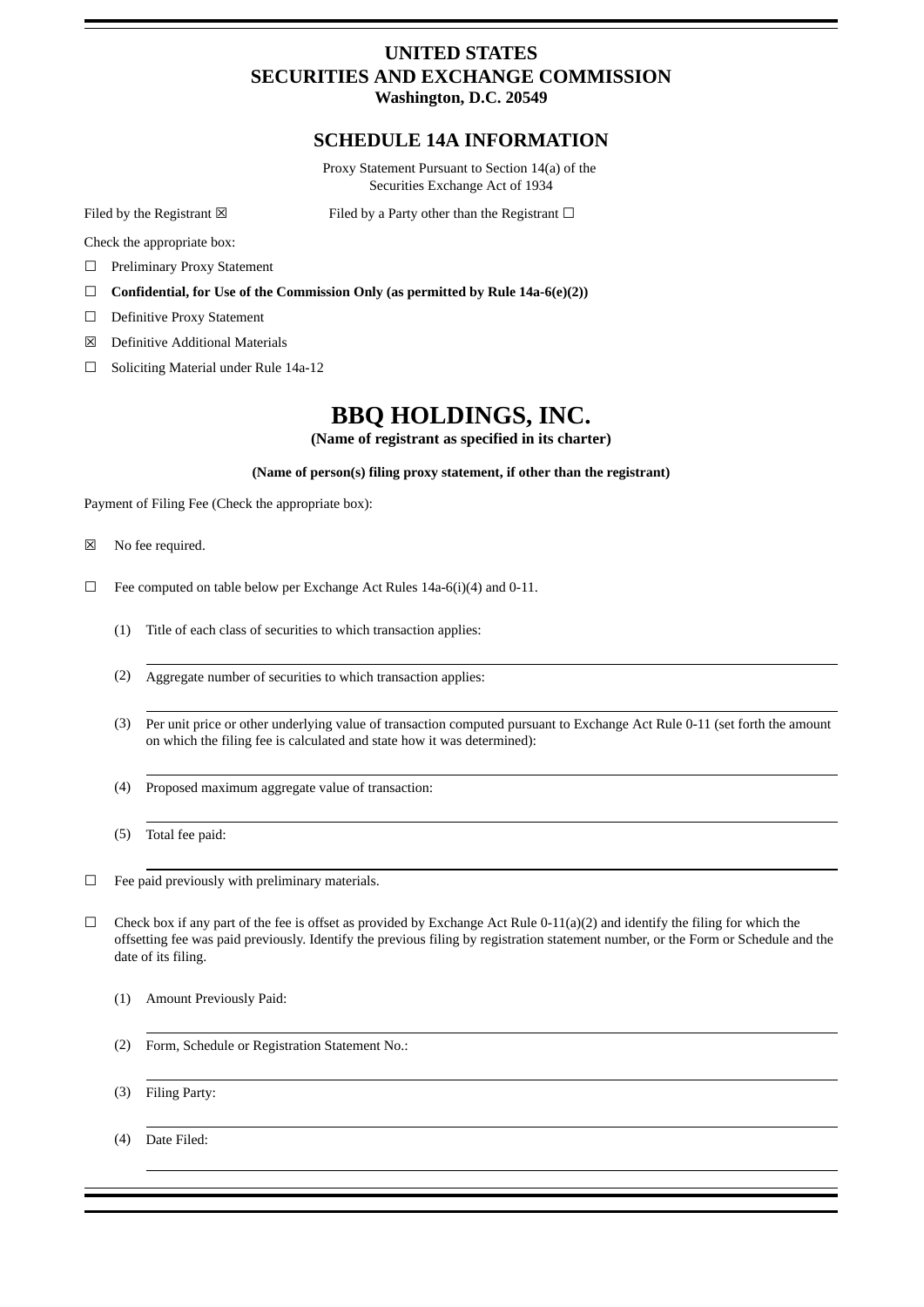# UNITED STATES
# SECURITIES AND EXCHANGE COMMISSION
**Washington, D.C. 20549**

## SCHEDULE 14A INFORMATION

Proxy Statement Pursuant to Section 14(a) of the Securities Exchange Act of 1934

Filed by the Registrant ☒ Filed by a Party other than the Registrant ☐

Check the appropriate box:

☐ Preliminary Proxy Statement

☐ **Confidential, for Use of the Commission Only (as permitted by Rule 14a-6(e)(2))**

☐ Definitive Proxy Statement

☒ Definitive Additional Materials

☐ Soliciting Material under Rule 14a-12

# BBQ HOLDINGS, INC.

**(Name of registrant as specified in its charter)**

**(Name of person(s) filing proxy statement, if other than the registrant)**

Payment of Filing Fee (Check the appropriate box):

☒ No fee required.

☐ Fee computed on table below per Exchange Act Rules 14a-6(i)(4) and 0-11.

(1) Title of each class of securities to which transaction applies:

(2) Aggregate number of securities to which transaction applies:

(3) Per unit price or other underlying value of transaction computed pursuant to Exchange Act Rule 0-11 (set forth the amount on which the filing fee is calculated and state how it was determined):

(4) Proposed maximum aggregate value of transaction:

(5) Total fee paid:

☐ Fee paid previously with preliminary materials.

☐ Check box if any part of the fee is offset as provided by Exchange Act Rule 0-11(a)(2) and identify the filing for which the offsetting fee was paid previously. Identify the previous filing by registration statement number, or the Form or Schedule and the date of its filing.

(1) Amount Previously Paid:

(2) Form, Schedule or Registration Statement No.:

(3) Filing Party:

(4) Date Filed: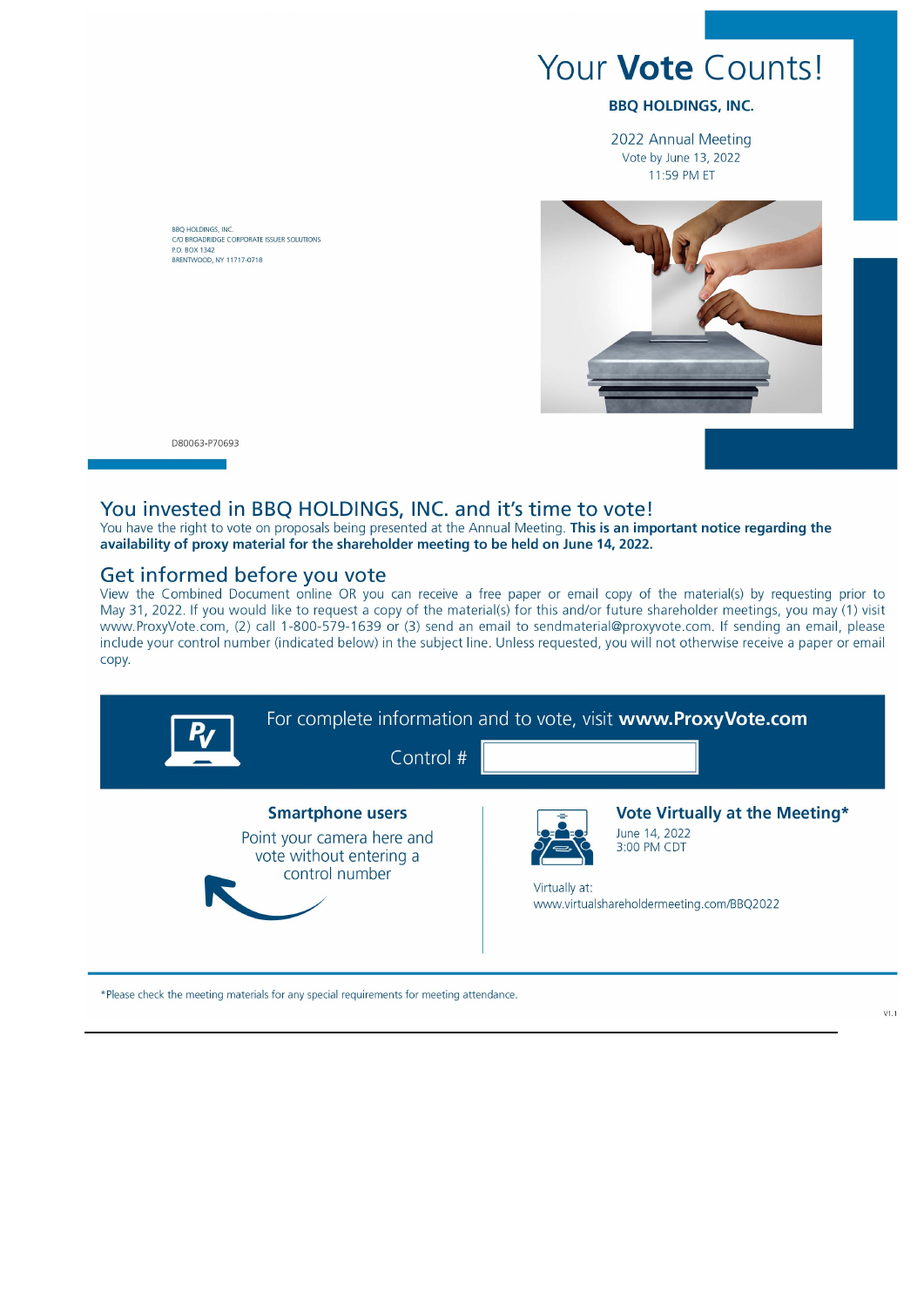# Your **Vote** Counts!

**BBQ HOLDINGS, INC.**

2022 Annual Meeting
Vote by June 13, 2022
11:59 PM ET

BBQ HOLDINGS, INC.
C/O BROADRIDGE CORPORATE ISSUER SOLUTIONS
P.O. BOX 1342
BRENTWOOD, NY 11717-0718

D80063-P70693

## You invested in BBQ HOLDINGS, INC. and it's time to vote!

You have the right to vote on proposals being presented at the Annual Meeting. **This is an important notice regarding the availability of proxy material for the shareholder meeting to be held on June 14, 2022.**

## Get informed before you vote

View the Combined Document online OR you can receive a free paper or email copy of the material(s) by requesting prior to May 31, 2022. If you would like to request a copy of the material(s) for this and/or future shareholder meetings, you may (1) visit www.ProxyVote.com, (2) call 1-800-579-1639 or (3) send an email to sendmaterial@proxyvote.com. If sending an email, please include your control number (indicated below) in the subject line. Unless requested, you will not otherwise receive a paper or email copy.

For complete information and to vote, visit **www.ProxyVote.com**

Control #

**Smartphone users**

Point your camera here and vote without entering a control number

**Vote Virtually at the Meeting***

June 14, 2022
3:00 PM CDT

Virtually at:
www.virtualshareholdermeeting.com/BBQ2022

*Please check the meeting materials for any special requirements for meeting attendance.

V1.1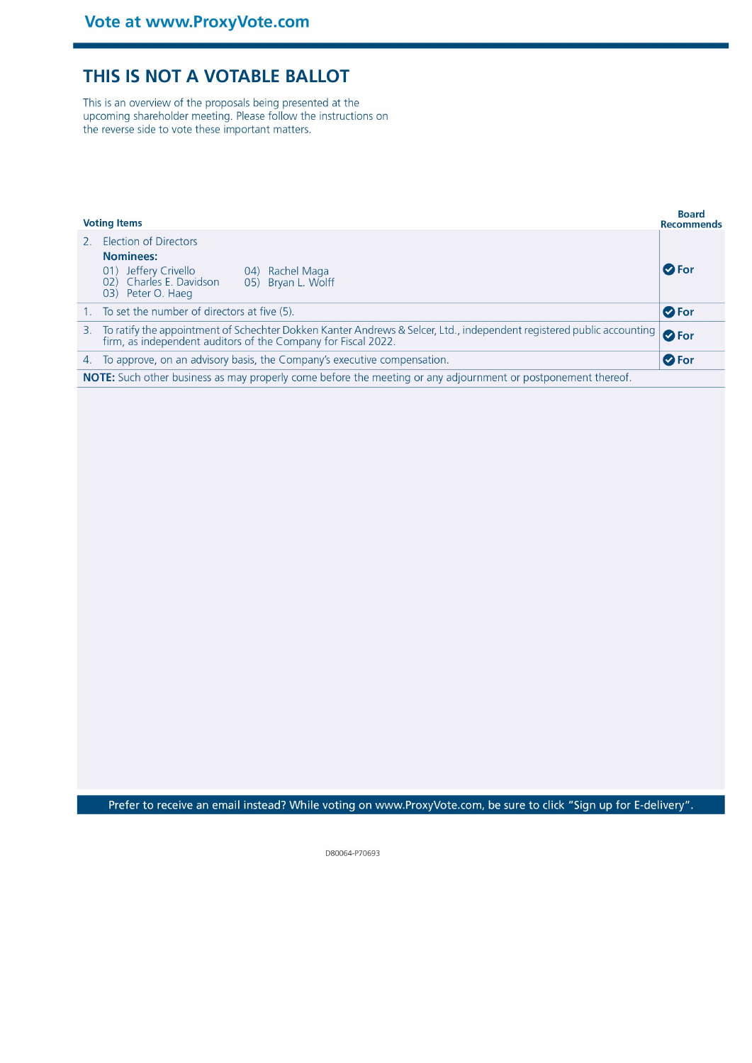Vote at www.ProxyVote.com

# THIS IS NOT A VOTABLE BALLOT

This is an overview of the proposals being presented at the upcoming shareholder meeting. Please follow the instructions on the reverse side to vote these important matters.

| Voting Items | Board Recommends |
|---|---|
| 2. Election of Directors<br>**Nominees:**<br>01) Jeffery Crivello<br>02) Charles E. Davidson<br>03) Peter O. Haeg<br>04) Rachel Maga<br>05) Bryan L. Wolff | For |
| 1. To set the number of directors at five (5). | For |
| 3. To ratify the appointment of Schechter Dokken Kanter Andrews & Selcer, Ltd., independent registered public accounting firm, as independent auditors of the Company for Fiscal 2022. | For |
| 4. To approve, on an advisory basis, the Company's executive compensation. | For |

**NOTE:** Such other business as may properly come before the meeting or any adjournment or postponement thereof.

Prefer to receive an email instead? While voting on www.ProxyVote.com, be sure to click "Sign up for E-delivery".

D80064-P70693